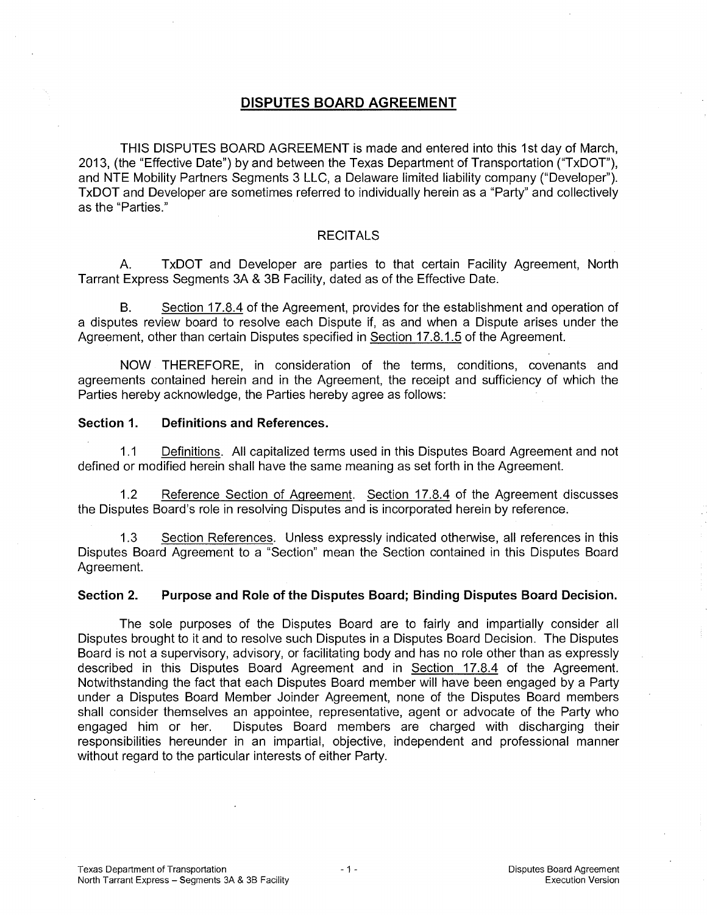# DISPUTES BOARD AGREEMENT

THIS DISPUTES BOARD AGREEMENT is made and entered into this 1st day of March, 2013, (the "Effective Date") by and between the Texas Department of Transportation ("TxDOT"), and NTE Mobility Partners Segments 3 LLC, a Delaware limited liability company ("Developer"). TxDOT and Developer are sometimes referred to individually herein as a "Party" and collectively as the "Parties."

RECITALS

A. TxDOT and Developer are parties to that certain Facility Agreement, North Tarrant Express Segments 3A & 3B Facility, dated as of the Effective Date.

B. Section 17.8.4 of the Agreement, provides for the establishment and operation of a disputes review board to resolve each Dispute if, as and when a Dispute arises under the Agreement, other than certain Disputes specified in Section 17.8.1.5 of the Agreement.

NOW THEREFORE, in consideration of the terms, conditions, covenants and agreements contained herein and in the Agreement, the receipt and sufficiency of which the Parties hereby acknowledge, the Parties hereby agree as follows:

**Section 1. Definitions and References.**

1.1 Definitions. All capitalized terms used in this Disputes Board Agreement and not defined or modified herein shall have the same meaning as set forth in the Agreement.

1.2 Reference Section of Agreement. Section 17.8.4 of the Agreement discusses the Disputes Board's role in resolving Disputes and is incorporated herein by reference.

1.3 Section References. Unless expressly indicated otherwise, all references in this Disputes Board Agreement to a "Section" mean the Section contained in this Disputes Board Agreement.

**Section 2. Purpose and Role of the Disputes Board; Binding Disputes Board Decision.**

The sole purposes of the Disputes Board are to fairly and impartially consider all Disputes brought to it and to resolve such Disputes in a Disputes Board Decision. The Disputes Board is not a supervisory, advisory, or facilitating body and has no role other than as expressly described in this Disputes Board Agreement and in Section 17.8.4 of the Agreement. Notwithstanding the fact that each Disputes Board member will have been engaged by a Party under a Disputes Board Member Joinder Agreement, none of the Disputes Board members shall consider themselves an appointee, representative, agent or advocate of the Party who engaged him or her. Disputes Board members are charged with discharging their responsibilities hereunder in an impartial, objective, independent and professional manner without regard to the particular interests of either Party.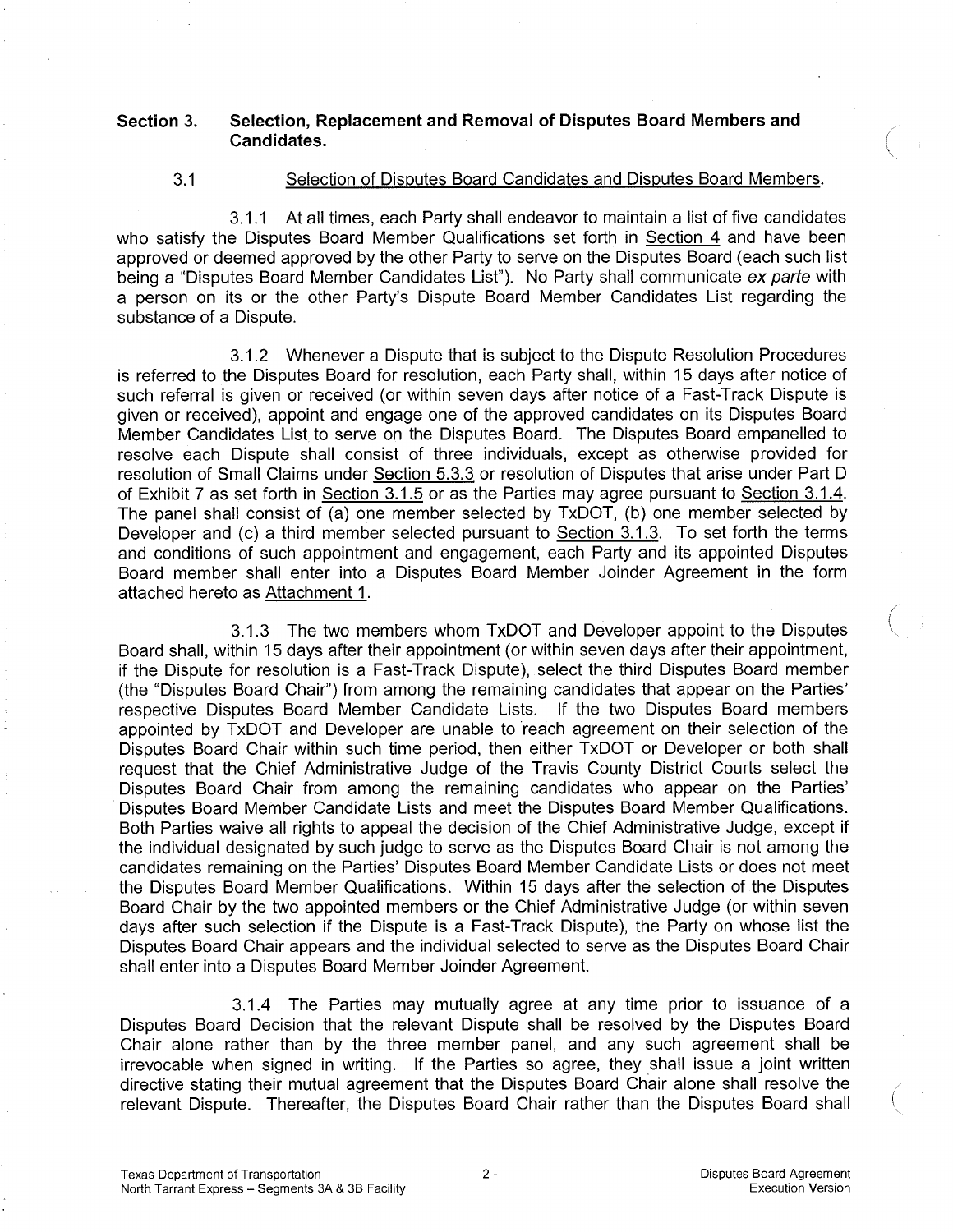## Section 3. Selection, Replacement and Removal of Disputes Board Members and Candidates.

### 3.1 Selection of Disputes Board Candidates and Disputes Board Members.

3.1.1 At all times, each Party shall endeavor to maintain a list of five candidates who satisfy the Disputes Board Member Qualifications set forth in Section 4 and have been approved or deemed approved by the other Party to serve on the Disputes Board (each such list being a "Disputes Board Member Candidates List"). No Party shall communicate *ex parte* with a person on its or the other Party's Dispute Board Member Candidates List regarding the substance of a Dispute.

3.1.2 Whenever a Dispute that is subject to the Dispute Resolution Procedures is referred to the Disputes Board for resolution, each Party shall, within 15 days after notice of such referral is given or received (or within seven days after notice of a Fast-Track Dispute is given or received), appoint and engage one of the approved candidates on its Disputes Board Member Candidates List to serve on the Disputes Board. The Disputes Board empanelled to resolve each Dispute shall consist of three individuals, except as otherwise provided for resolution of Small Claims under Section 5.3.3 or resolution of Disputes that arise under Part D of Exhibit 7 as set forth in Section 3.1.5 or as the Parties may agree pursuant to Section 3.1.4. The panel shall consist of (a) one member selected by TxDOT, (b) one member selected by Developer and (c) a third member selected pursuant to Section 3.1.3. To set forth the terms and conditions of such appointment and engagement, each Party and its appointed Disputes Board member shall enter into a Disputes Board Member Joinder Agreement in the form attached hereto as Attachment 1.

3.1.3 The two members whom TxDOT and Developer appoint to the Disputes Board shall, within 15 days after their appointment (or within seven days after their appointment, if the Dispute for resolution is a Fast-Track Dispute), select the third Disputes Board member (the "Disputes Board Chair") from among the remaining candidates that appear on the Parties' respective Disputes Board Member Candidate Lists. If the two Disputes Board members appointed by TxDOT and Developer are unable to reach agreement on their selection of the Disputes Board Chair within such time period, then either TxDOT or Developer or both shall request that the Chief Administrative Judge of the Travis County District Courts select the Disputes Board Chair from among the remaining candidates who appear on the Parties' Disputes Board Member Candidate Lists and meet the Disputes Board Member Qualifications. Both Parties waive all rights to appeal the decision of the Chief Administrative Judge, except if the individual designated by such judge to serve as the Disputes Board Chair is not among the candidates remaining on the Parties' Disputes Board Member Candidate Lists or does not meet the Disputes Board Member Qualifications. Within 15 days after the selection of the Disputes Board Chair by the two appointed members or the Chief Administrative Judge (or within seven days after such selection if the Dispute is a Fast-Track Dispute), the Party on whose list the Disputes Board Chair appears and the individual selected to serve as the Disputes Board Chair shall enter into a Disputes Board Member Joinder Agreement.

3.1.4 The Parties may mutually agree at any time prior to issuance of a Disputes Board Decision that the relevant Dispute shall be resolved by the Disputes Board Chair alone rather than by the three member panel, and any such agreement shall be irrevocable when signed in writing. If the Parties so agree, they shall issue a joint written directive stating their mutual agreement that the Disputes Board Chair alone shall resolve the relevant Dispute. Thereafter, the Disputes Board Chair rather than the Disputes Board shall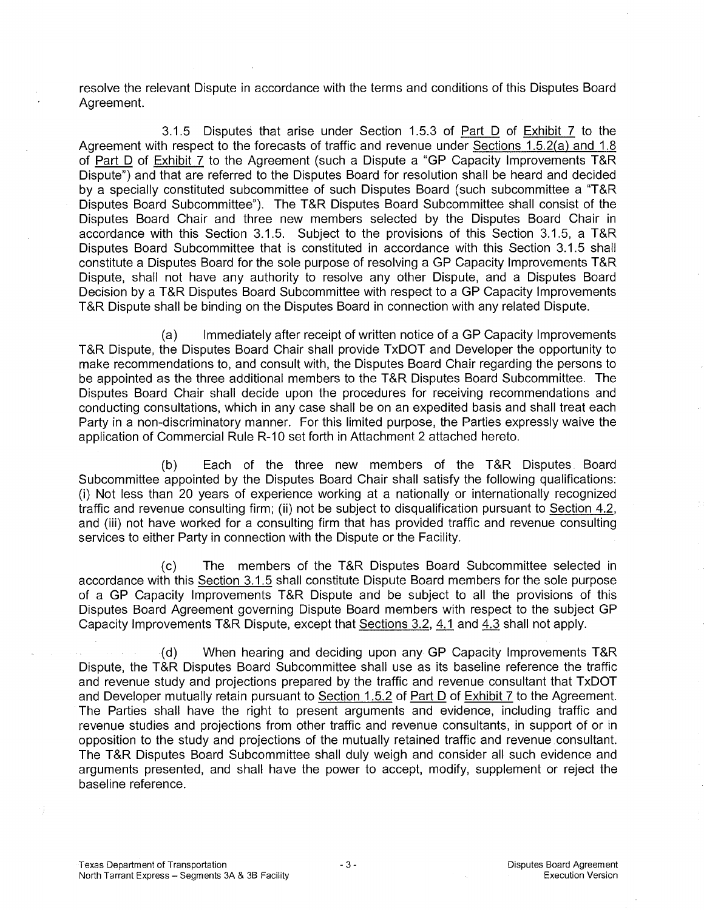resolve the relevant Dispute in accordance with the terms and conditions of this Disputes Board Agreement.

3.1.5 Disputes that arise under Section 1.5.3 of Part D of Exhibit 7 to the Agreement with respect to the forecasts of traffic and revenue under Sections 1.5.2(a) and 1.8 of Part D of Exhibit 7 to the Agreement (such a Dispute a "GP Capacity Improvements T&R Dispute") and that are referred to the Disputes Board for resolution shall be heard and decided by a specially constituted subcommittee of such Disputes Board (such subcommittee a "T&R Disputes Board Subcommittee"). The T&R Disputes Board Subcommittee shall consist of the Disputes Board Chair and three new members selected by the Disputes Board Chair in accordance with this Section 3.1.5. Subject to the provisions of this Section 3.1.5, a T&R Disputes Board Subcommittee that is constituted in accordance with this Section 3.1.5 shall constitute a Disputes Board for the sole purpose of resolving a GP Capacity Improvements T&R Dispute, shall not have any authority to resolve any other Dispute, and a Disputes Board Decision by a T&R Disputes Board Subcommittee with respect to a GP Capacity Improvements T&R Dispute shall be binding on the Disputes Board in connection with any related Dispute.

(a) Immediately after receipt of written notice of a GP Capacity Improvements T&R Dispute, the Disputes Board Chair shall provide TxDOT and Developer the opportunity to make recommendations to, and consult with, the Disputes Board Chair regarding the persons to be appointed as the three additional members to the T&R Disputes Board Subcommittee. The Disputes Board Chair shall decide upon the procedures for receiving recommendations and conducting consultations, which in any case shall be on an expedited basis and shall treat each Party in a non-discriminatory manner. For this limited purpose, the Parties expressly waive the application of Commercial Rule R-10 set forth in Attachment 2 attached hereto.

(b) Each of the three new members of the T&R Disputes Board Subcommittee appointed by the Disputes Board Chair shall satisfy the following qualifications: (i) Not less than 20 years of experience working at a nationally or internationally recognized traffic and revenue consulting firm; (ii) not be subject to disqualification pursuant to Section 4.2, and (iii) not have worked for a consulting firm that has provided traffic and revenue consulting services to either Party in connection with the Dispute or the Facility.

(c) The members of the T&R Disputes Board Subcommittee selected in accordance with this Section 3.1.5 shall constitute Dispute Board members for the sole purpose of a GP Capacity Improvements T&R Dispute and be subject to all the provisions of this Disputes Board Agreement governing Dispute Board members with respect to the subject GP Capacity Improvements T&R Dispute, except that Sections 3.2, 4.1 and 4.3 shall not apply.

(d) When hearing and deciding upon any GP Capacity Improvements T&R Dispute, the T&R Disputes Board Subcommittee shall use as its baseline reference the traffic and revenue study and projections prepared by the traffic and revenue consultant that TxDOT and Developer mutually retain pursuant to Section 1.5.2 of Part D of Exhibit 7 to the Agreement. The Parties shall have the right to present arguments and evidence, including traffic and revenue studies and projections from other traffic and revenue consultants, in support of or in opposition to the study and projections of the mutually retained traffic and revenue consultant. The T&R Disputes Board Subcommittee shall duly weigh and consider all such evidence and arguments presented, and shall have the power to accept, modify, supplement or reject the baseline reference.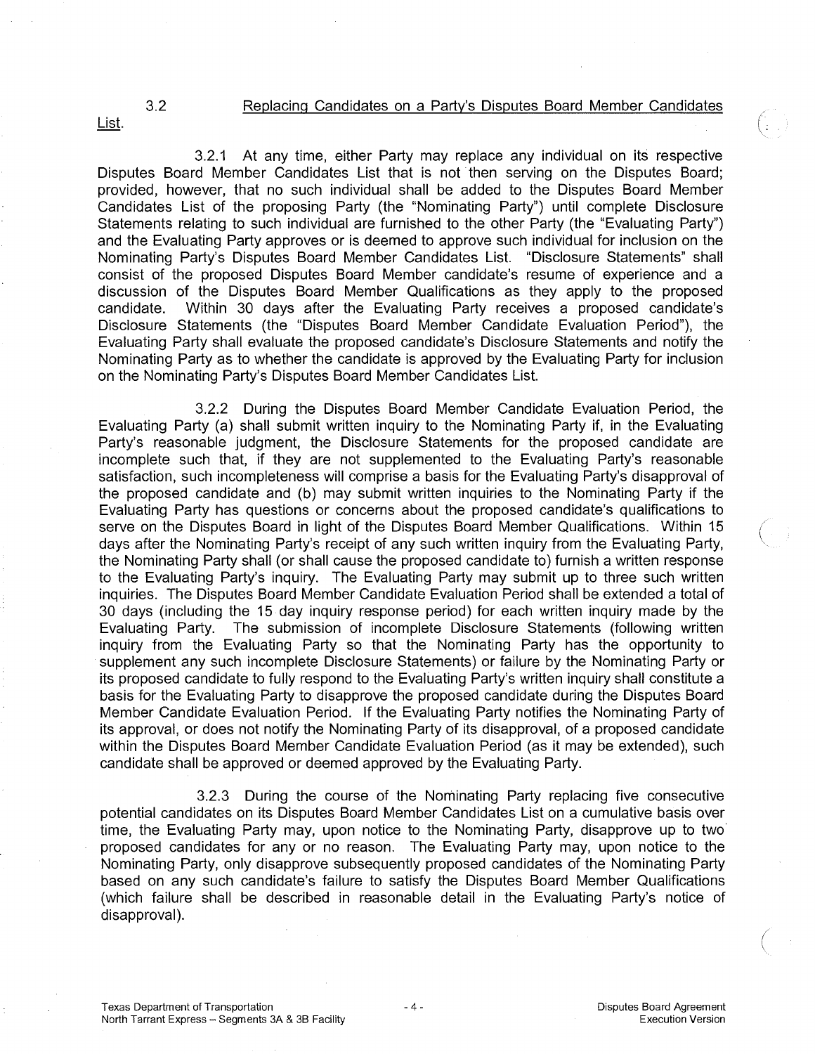3.2 Replacing Candidates on a Party's Disputes Board Member Candidates List.

3.2.1 At any time, either Party may replace any individual on its respective Disputes Board Member Candidates List that is not then serving on the Disputes Board; provided, however, that no such individual shall be added to the Disputes Board Member Candidates List of the proposing Party (the "Nominating Party") until complete Disclosure Statements relating to such individual are furnished to the other Party (the "Evaluating Party") and the Evaluating Party approves or is deemed to approve such individual for inclusion on the Nominating Party's Disputes Board Member Candidates List. "Disclosure Statements" shall consist of the proposed Disputes Board Member candidate's resume of experience and a discussion of the Disputes Board Member Qualifications as they apply to the proposed candidate. Within 30 days after the Evaluating Party receives a proposed candidate's Disclosure Statements (the "Disputes Board Member Candidate Evaluation Period"), the Evaluating Party shall evaluate the proposed candidate's Disclosure Statements and notify the Nominating Party as to whether the candidate is approved by the Evaluating Party for inclusion on the Nominating Party's Disputes Board Member Candidates List.

3.2.2 During the Disputes Board Member Candidate Evaluation Period, the Evaluating Party (a) shall submit written inquiry to the Nominating Party if, in the Evaluating Party's reasonable judgment, the Disclosure Statements for the proposed candidate are incomplete such that, if they are not supplemented to the Evaluating Party's reasonable satisfaction, such incompleteness will comprise a basis for the Evaluating Party's disapproval of the proposed candidate and (b) may submit written inquiries to the Nominating Party if the Evaluating Party has questions or concerns about the proposed candidate's qualifications to serve on the Disputes Board in light of the Disputes Board Member Qualifications. Within 15 days after the Nominating Party's receipt of any such written inquiry from the Evaluating Party, the Nominating Party shall (or shall cause the proposed candidate to) furnish a written response to the Evaluating Party's inquiry. The Evaluating Party may submit up to three such written inquiries. The Disputes Board Member Candidate Evaluation Period shall be extended a total of 30 days (including the 15 day inquiry response period) for each written inquiry made by the Evaluating Party. The submission of incomplete Disclosure Statements (following written inquiry from the Evaluating Party so that the Nominating Party has the opportunity to supplement any such incomplete Disclosure Statements) or failure by the Nominating Party or its proposed candidate to fully respond to the Evaluating Party's written inquiry shall constitute a basis for the Evaluating Party to disapprove the proposed candidate during the Disputes Board Member Candidate Evaluation Period. If the Evaluating Party notifies the Nominating Party of its approval, or does not notify the Nominating Party of its disapproval, of a proposed candidate within the Disputes Board Member Candidate Evaluation Period (as it may be extended), such candidate shall be approved or deemed approved by the Evaluating Party.

3.2.3 During the course of the Nominating Party replacing five consecutive potential candidates on its Disputes Board Member Candidates List on a cumulative basis over time, the Evaluating Party may, upon notice to the Nominating Party, disapprove up to two proposed candidates for any or no reason. The Evaluating Party may, upon notice to the Nominating Party, only disapprove subsequently proposed candidates of the Nominating Party based on any such candidate's failure to satisfy the Disputes Board Member Qualifications (which failure shall be described in reasonable detail in the Evaluating Party's notice of disapproval).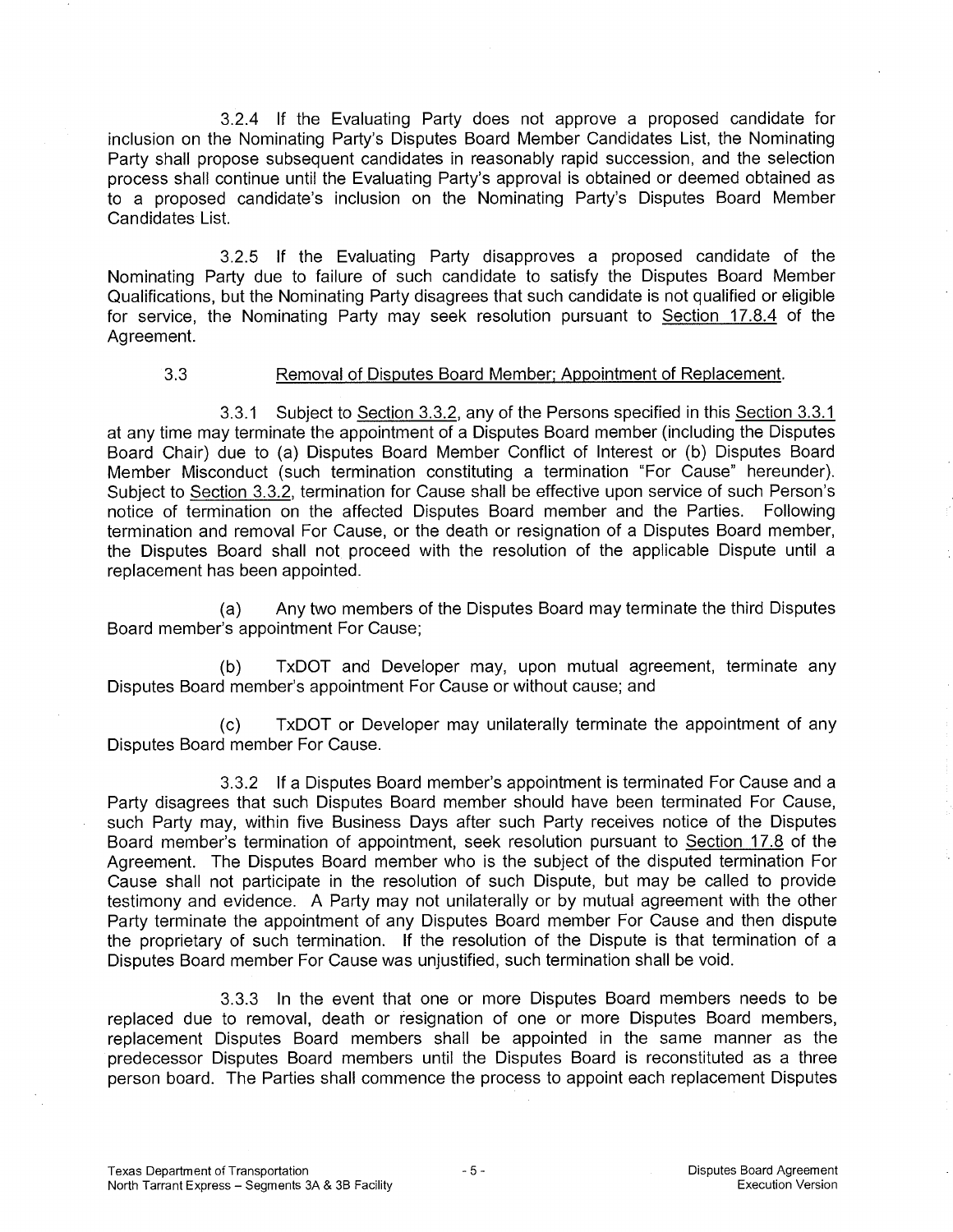3.2.4 If the Evaluating Party does not approve a proposed candidate for inclusion on the Nominating Party's Disputes Board Member Candidates List, the Nominating Party shall propose subsequent candidates in reasonably rapid succession, and the selection process shall continue until the Evaluating Party's approval is obtained or deemed obtained as to a proposed candidate's inclusion on the Nominating Party's Disputes Board Member Candidates List.

3.2.5 If the Evaluating Party disapproves a proposed candidate of the Nominating Party due to failure of such candidate to satisfy the Disputes Board Member Qualifications, but the Nominating Party disagrees that such candidate is not qualified or eligible for service, the Nominating Party may seek resolution pursuant to Section 17.8.4 of the Agreement.

3.3 Removal of Disputes Board Member; Appointment of Replacement.

3.3.1 Subject to Section 3.3.2, any of the Persons specified in this Section 3.3.1 at any time may terminate the appointment of a Disputes Board member (including the Disputes Board Chair) due to (a) Disputes Board Member Conflict of Interest or (b) Disputes Board Member Misconduct (such termination constituting a termination "For Cause" hereunder). Subject to Section 3.3.2, termination for Cause shall be effective upon service of such Person's notice of termination on the affected Disputes Board member and the Parties. Following termination and removal For Cause, or the death or resignation of a Disputes Board member, the Disputes Board shall not proceed with the resolution of the applicable Dispute until a replacement has been appointed.

(a) Any two members of the Disputes Board may terminate the third Disputes Board member's appointment For Cause;

(b) TxDOT and Developer may, upon mutual agreement, terminate any Disputes Board member's appointment For Cause or without cause; and

(c) TxDOT or Developer may unilaterally terminate the appointment of any Disputes Board member For Cause.

3.3.2 If a Disputes Board member's appointment is terminated For Cause and a Party disagrees that such Disputes Board member should have been terminated For Cause, such Party may, within five Business Days after such Party receives notice of the Disputes Board member's termination of appointment, seek resolution pursuant to Section 17.8 of the Agreement. The Disputes Board member who is the subject of the disputed termination For Cause shall not participate in the resolution of such Dispute, but may be called to provide testimony and evidence. A Party may not unilaterally or by mutual agreement with the other Party terminate the appointment of any Disputes Board member For Cause and then dispute the proprietary of such termination. If the resolution of the Dispute is that termination of a Disputes Board member For Cause was unjustified, such termination shall be void.

3.3.3 In the event that one or more Disputes Board members needs to be replaced due to removal, death or resignation of one or more Disputes Board members, replacement Disputes Board members shall be appointed in the same manner as the predecessor Disputes Board members until the Disputes Board is reconstituted as a three person board. The Parties shall commence the process to appoint each replacement Disputes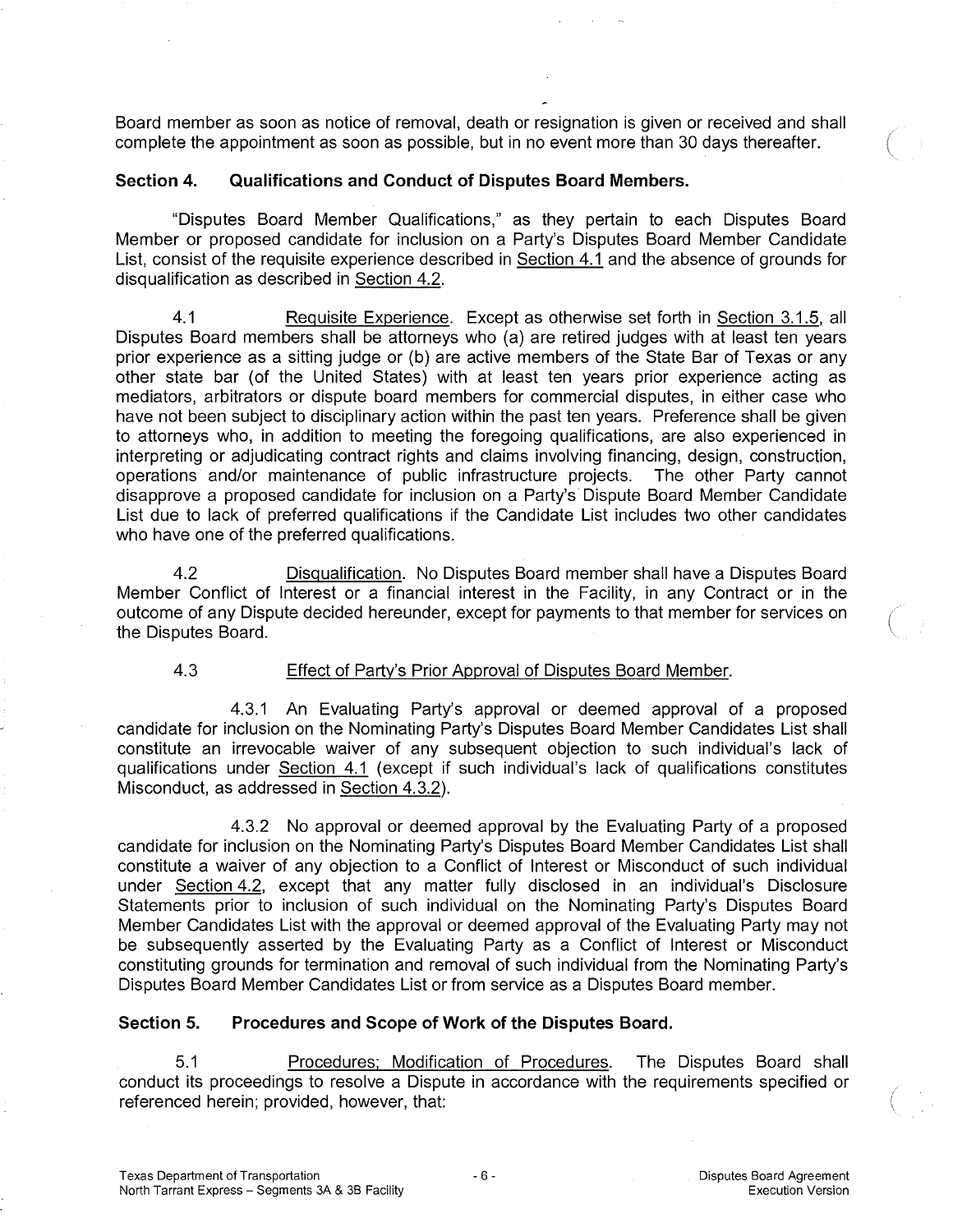Board member as soon as notice of removal, death or resignation is given or received and shall complete the appointment as soon as possible, but in no event more than 30 days thereafter.

### Section 4. Qualifications and Conduct of Disputes Board Members.

"Disputes Board Member Qualifications," as they pertain to each Disputes Board Member or proposed candidate for inclusion on a Party's Disputes Board Member Candidate List, consist of the requisite experience described in Section 4.1 and the absence of grounds for disqualification as described in Section 4.2.

4.1 Requisite Experience. Except as otherwise set forth in Section 3.1.5, all Disputes Board members shall be attorneys who (a) are retired judges with at least ten years prior experience as a sitting judge or (b) are active members of the State Bar of Texas or any other state bar (of the United States) with at least ten years prior experience acting as mediators, arbitrators or dispute board members for commercial disputes, in either case who have not been subject to disciplinary action within the past ten years. Preference shall be given to attorneys who, in addition to meeting the foregoing qualifications, are also experienced in interpreting or adjudicating contract rights and claims involving financing, design, construction, operations and/or maintenance of public infrastructure projects. The other Party cannot disapprove a proposed candidate for inclusion on a Party's Dispute Board Member Candidate List due to lack of preferred qualifications if the Candidate List includes two other candidates who have one of the preferred qualifications.

4.2 Disqualification. No Disputes Board member shall have a Disputes Board Member Conflict of Interest or a financial interest in the Facility, in any Contract or in the outcome of any Dispute decided hereunder, except for payments to that member for services on the Disputes Board.

4.3 Effect of Party's Prior Approval of Disputes Board Member.

4.3.1 An Evaluating Party's approval or deemed approval of a proposed candidate for inclusion on the Nominating Party's Disputes Board Member Candidates List shall constitute an irrevocable waiver of any subsequent objection to such individual's lack of qualifications under Section 4.1 (except if such individual's lack of qualifications constitutes Misconduct, as addressed in Section 4.3.2).

4.3.2 No approval or deemed approval by the Evaluating Party of a proposed candidate for inclusion on the Nominating Party's Disputes Board Member Candidates List shall constitute a waiver of any objection to a Conflict of Interest or Misconduct of such individual under Section 4.2, except that any matter fully disclosed in an individual's Disclosure Statements prior to inclusion of such individual on the Nominating Party's Disputes Board Member Candidates List with the approval or deemed approval of the Evaluating Party may not be subsequently asserted by the Evaluating Party as a Conflict of Interest or Misconduct constituting grounds for termination and removal of such individual from the Nominating Party's Disputes Board Member Candidates List or from service as a Disputes Board member.

### Section 5. Procedures and Scope of Work of the Disputes Board.

5.1 Procedures; Modification of Procedures. The Disputes Board shall conduct its proceedings to resolve a Dispute in accordance with the requirements specified or referenced herein; provided, however, that: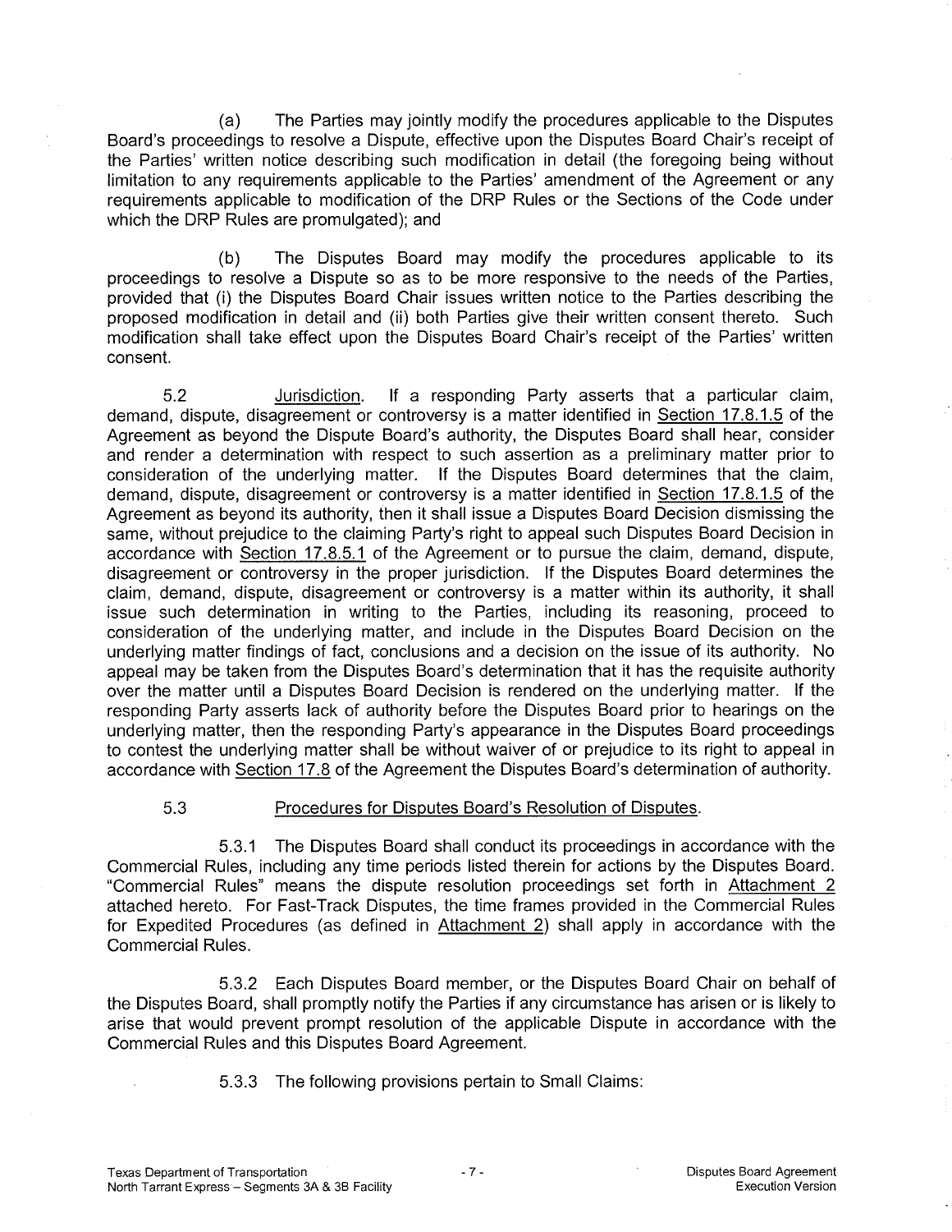(a) The Parties may jointly modify the procedures applicable to the Disputes Board's proceedings to resolve a Dispute, effective upon the Disputes Board Chair's receipt of the Parties' written notice describing such modification in detail (the foregoing being without limitation to any requirements applicable to the Parties' amendment of the Agreement or any requirements applicable to modification of the DRP Rules or the Sections of the Code under which the DRP Rules are promulgated); and

(b) The Disputes Board may modify the procedures applicable to its proceedings to resolve a Dispute so as to be more responsive to the needs of the Parties, provided that (i) the Disputes Board Chair issues written notice to the Parties describing the proposed modification in detail and (ii) both Parties give their written consent thereto. Such modification shall take effect upon the Disputes Board Chair's receipt of the Parties' written consent.

5.2 Jurisdiction. If a responding Party asserts that a particular claim, demand, dispute, disagreement or controversy is a matter identified in Section 17.8.1.5 of the Agreement as beyond the Dispute Board's authority, the Disputes Board shall hear, consider and render a determination with respect to such assertion as a preliminary matter prior to consideration of the underlying matter. If the Disputes Board determines that the claim, demand, dispute, disagreement or controversy is a matter identified in Section 17.8.1.5 of the Agreement as beyond its authority, then it shall issue a Disputes Board Decision dismissing the same, without prejudice to the claiming Party's right to appeal such Disputes Board Decision in accordance with Section 17.8.5.1 of the Agreement or to pursue the claim, demand, dispute, disagreement or controversy in the proper jurisdiction. If the Disputes Board determines the claim, demand, dispute, disagreement or controversy is a matter within its authority, it shall issue such determination in writing to the Parties, including its reasoning, proceed to consideration of the underlying matter, and include in the Disputes Board Decision on the underlying matter findings of fact, conclusions and a decision on the issue of its authority. No appeal may be taken from the Disputes Board's determination that it has the requisite authority over the matter until a Disputes Board Decision is rendered on the underlying matter. If the responding Party asserts lack of authority before the Disputes Board prior to hearings on the underlying matter, then the responding Party's appearance in the Disputes Board proceedings to contest the underlying matter shall be without waiver of or prejudice to its right to appeal in accordance with Section 17.8 of the Agreement the Disputes Board's determination of authority.

5.3 Procedures for Disputes Board's Resolution of Disputes.

5.3.1 The Disputes Board shall conduct its proceedings in accordance with the Commercial Rules, including any time periods listed therein for actions by the Disputes Board. "Commercial Rules" means the dispute resolution proceedings set forth in Attachment 2 attached hereto. For Fast-Track Disputes, the time frames provided in the Commercial Rules for Expedited Procedures (as defined in Attachment 2) shall apply in accordance with the Commercial Rules.

5.3.2 Each Disputes Board member, or the Disputes Board Chair on behalf of the Disputes Board, shall promptly notify the Parties if any circumstance has arisen or is likely to arise that would prevent prompt resolution of the applicable Dispute in accordance with the Commercial Rules and this Disputes Board Agreement.

5.3.3 The following provisions pertain to Small Claims: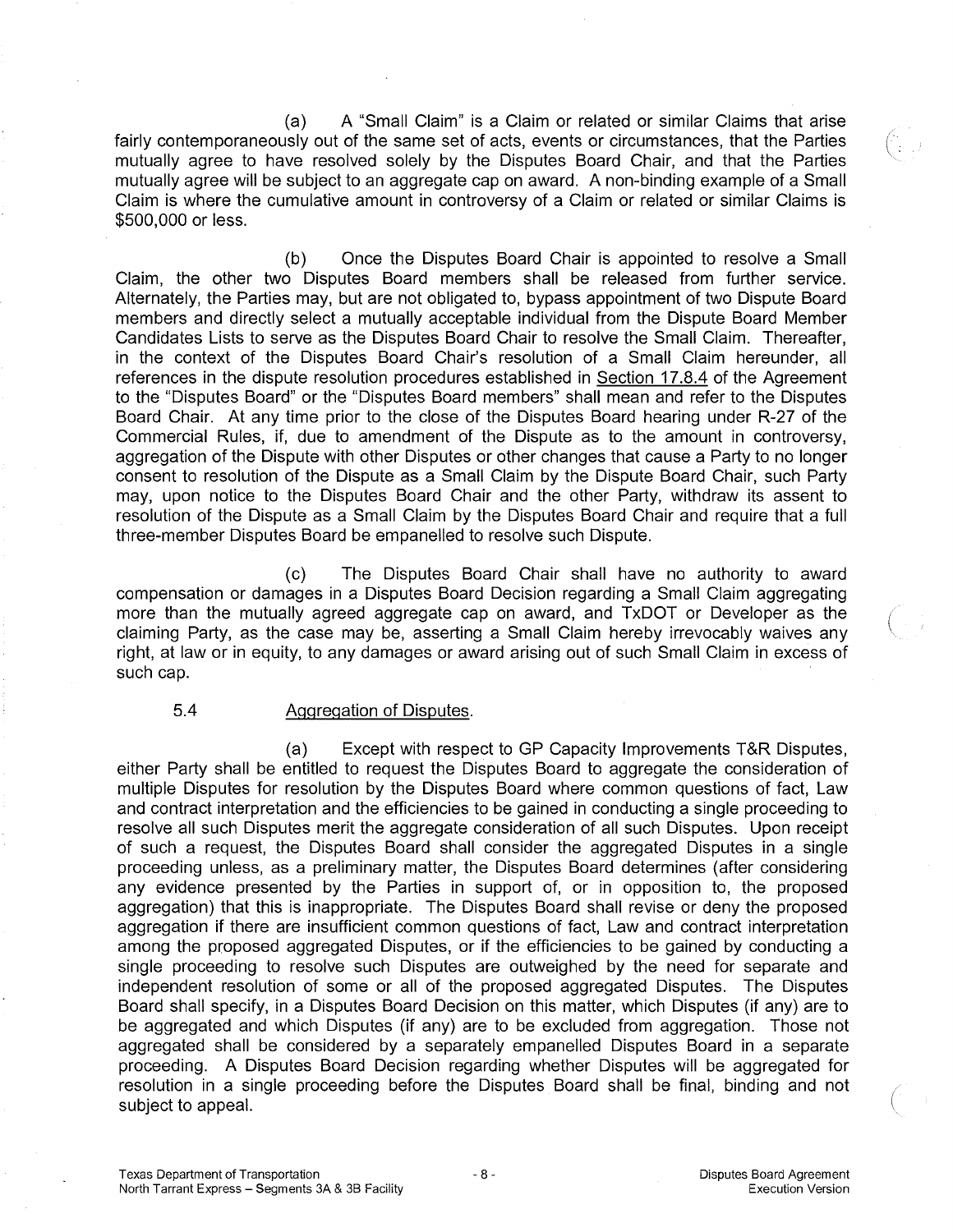(a) A "Small Claim" is a Claim or related or similar Claims that arise fairly contemporaneously out of the same set of acts, events or circumstances, that the Parties mutually agree to have resolved solely by the Disputes Board Chair, and that the Parties mutually agree will be subject to an aggregate cap on award. A non-binding example of a Small Claim is where the cumulative amount in controversy of a Claim or related or similar Claims is $500,000 or less.

(b) Once the Disputes Board Chair is appointed to resolve a Small Claim, the other two Disputes Board members shall be released from further service. Alternately, the Parties may, but are not obligated to, bypass appointment of two Dispute Board members and directly select a mutually acceptable individual from the Dispute Board Member Candidates Lists to serve as the Disputes Board Chair to resolve the Small Claim. Thereafter, in the context of the Disputes Board Chair's resolution of a Small Claim hereunder, all references in the dispute resolution procedures established in Section 17.8.4 of the Agreement to the "Disputes Board" or the "Disputes Board members" shall mean and refer to the Disputes Board Chair. At any time prior to the close of the Disputes Board hearing under R-27 of the Commercial Rules, if, due to amendment of the Dispute as to the amount in controversy, aggregation of the Dispute with other Disputes or other changes that cause a Party to no longer consent to resolution of the Dispute as a Small Claim by the Dispute Board Chair, such Party may, upon notice to the Disputes Board Chair and the other Party, withdraw its assent to resolution of the Dispute as a Small Claim by the Disputes Board Chair and require that a full three-member Disputes Board be empanelled to resolve such Dispute.

(c) The Disputes Board Chair shall have no authority to award compensation or damages in a Disputes Board Decision regarding a Small Claim aggregating more than the mutually agreed aggregate cap on award, and TxDOT or Developer as the claiming Party, as the case may be, asserting a Small Claim hereby irrevocably waives any right, at law or in equity, to any damages or award arising out of such Small Claim in excess of such cap.

5.4 Aggregation of Disputes.

(a) Except with respect to GP Capacity Improvements T&R Disputes, either Party shall be entitled to request the Disputes Board to aggregate the consideration of multiple Disputes for resolution by the Disputes Board where common questions of fact, Law and contract interpretation and the efficiencies to be gained in conducting a single proceeding to resolve all such Disputes merit the aggregate consideration of all such Disputes. Upon receipt of such a request, the Disputes Board shall consider the aggregated Disputes in a single proceeding unless, as a preliminary matter, the Disputes Board determines (after considering any evidence presented by the Parties in support of, or in opposition to, the proposed aggregation) that this is inappropriate. The Disputes Board shall revise or deny the proposed aggregation if there are insufficient common questions of fact, Law and contract interpretation among the proposed aggregated Disputes, or if the efficiencies to be gained by conducting a single proceeding to resolve such Disputes are outweighed by the need for separate and independent resolution of some or all of the proposed aggregated Disputes. The Disputes Board shall specify, in a Disputes Board Decision on this matter, which Disputes (if any) are to be aggregated and which Disputes (if any) are to be excluded from aggregation. Those not aggregated shall be considered by a separately empanelled Disputes Board in a separate proceeding. A Disputes Board Decision regarding whether Disputes will be aggregated for resolution in a single proceeding before the Disputes Board shall be final, binding and not subject to appeal.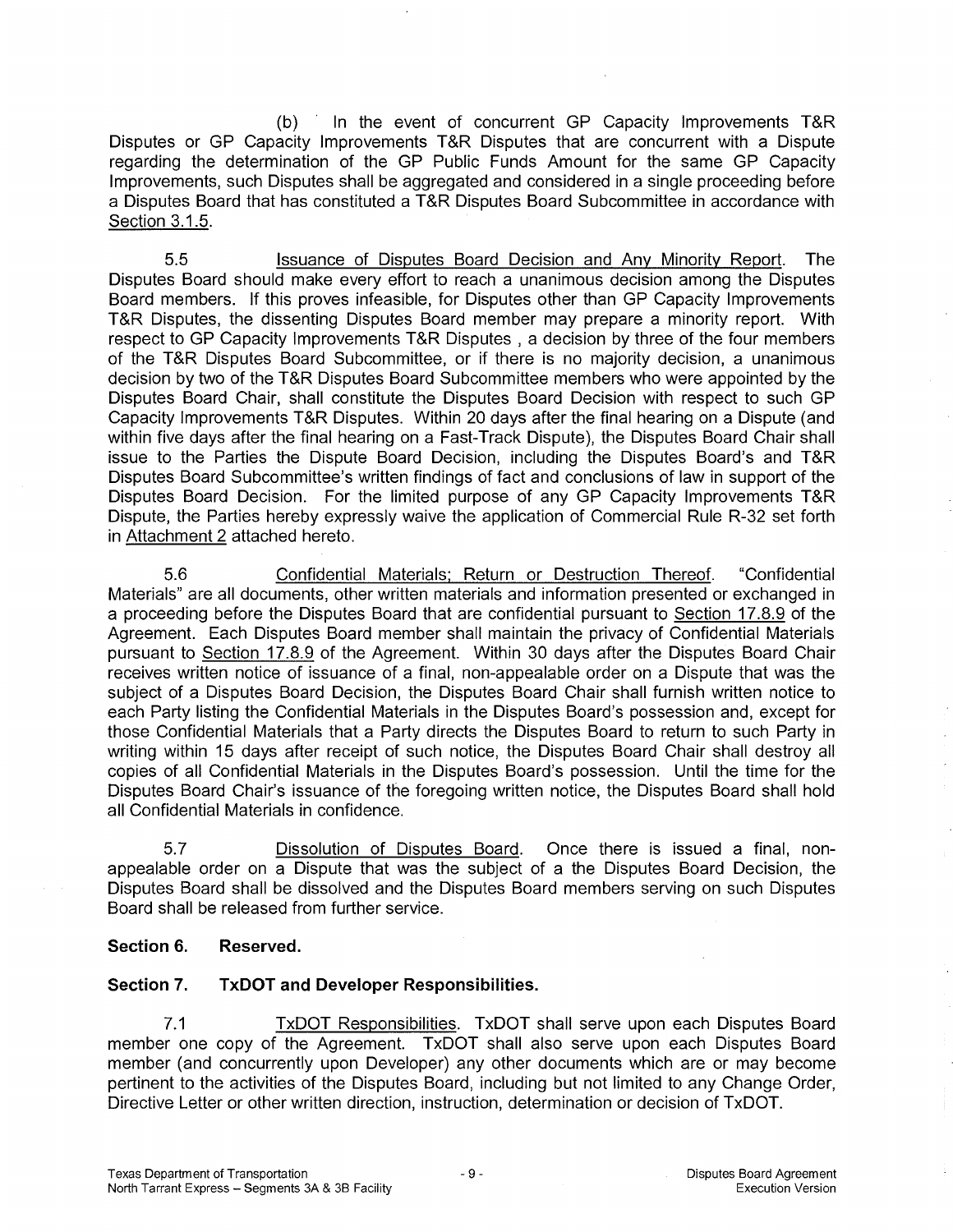(b) In the event of concurrent GP Capacity Improvements T&R Disputes or GP Capacity Improvements T&R Disputes that are concurrent with a Dispute regarding the determination of the GP Public Funds Amount for the same GP Capacity Improvements, such Disputes shall be aggregated and considered in a single proceeding before a Disputes Board that has constituted a T&R Disputes Board Subcommittee in accordance with Section 3.1.5.

5.5 Issuance of Disputes Board Decision and Any Minority Report. The Disputes Board should make every effort to reach a unanimous decision among the Disputes Board members. If this proves infeasible, for Disputes other than GP Capacity Improvements T&R Disputes, the dissenting Disputes Board member may prepare a minority report. With respect to GP Capacity Improvements T&R Disputes , a decision by three of the four members of the T&R Disputes Board Subcommittee, or if there is no majority decision, a unanimous decision by two of the T&R Disputes Board Subcommittee members who were appointed by the Disputes Board Chair, shall constitute the Disputes Board Decision with respect to such GP Capacity Improvements T&R Disputes. Within 20 days after the final hearing on a Dispute (and within five days after the final hearing on a Fast-Track Dispute), the Disputes Board Chair shall issue to the Parties the Dispute Board Decision, including the Disputes Board's and T&R Disputes Board Subcommittee's written findings of fact and conclusions of law in support of the Disputes Board Decision. For the limited purpose of any GP Capacity Improvements T&R Dispute, the Parties hereby expressly waive the application of Commercial Rule R-32 set forth in Attachment 2 attached hereto.

5.6 Confidential Materials; Return or Destruction Thereof. "Confidential Materials" are all documents, other written materials and information presented or exchanged in a proceeding before the Disputes Board that are confidential pursuant to Section 17.8.9 of the Agreement. Each Disputes Board member shall maintain the privacy of Confidential Materials pursuant to Section 17.8.9 of the Agreement. Within 30 days after the Disputes Board Chair receives written notice of issuance of a final, non-appealable order on a Dispute that was the subject of a Disputes Board Decision, the Disputes Board Chair shall furnish written notice to each Party listing the Confidential Materials in the Disputes Board's possession and, except for those Confidential Materials that a Party directs the Disputes Board to return to such Party in writing within 15 days after receipt of such notice, the Disputes Board Chair shall destroy all copies of all Confidential Materials in the Disputes Board's possession. Until the time for the Disputes Board Chair's issuance of the foregoing written notice, the Disputes Board shall hold all Confidential Materials in confidence.

5.7 Dissolution of Disputes Board. Once there is issued a final, non-appealable order on a Dispute that was the subject of a the Disputes Board Decision, the Disputes Board shall be dissolved and the Disputes Board members serving on such Disputes Board shall be released from further service.

**Section 6. Reserved.**

**Section 7. TxDOT and Developer Responsibilities.**

7.1 TxDOT Responsibilities. TxDOT shall serve upon each Disputes Board member one copy of the Agreement. TxDOT shall also serve upon each Disputes Board member (and concurrently upon Developer) any other documents which are or may become pertinent to the activities of the Disputes Board, including but not limited to any Change Order, Directive Letter or other written direction, instruction, determination or decision of TxDOT.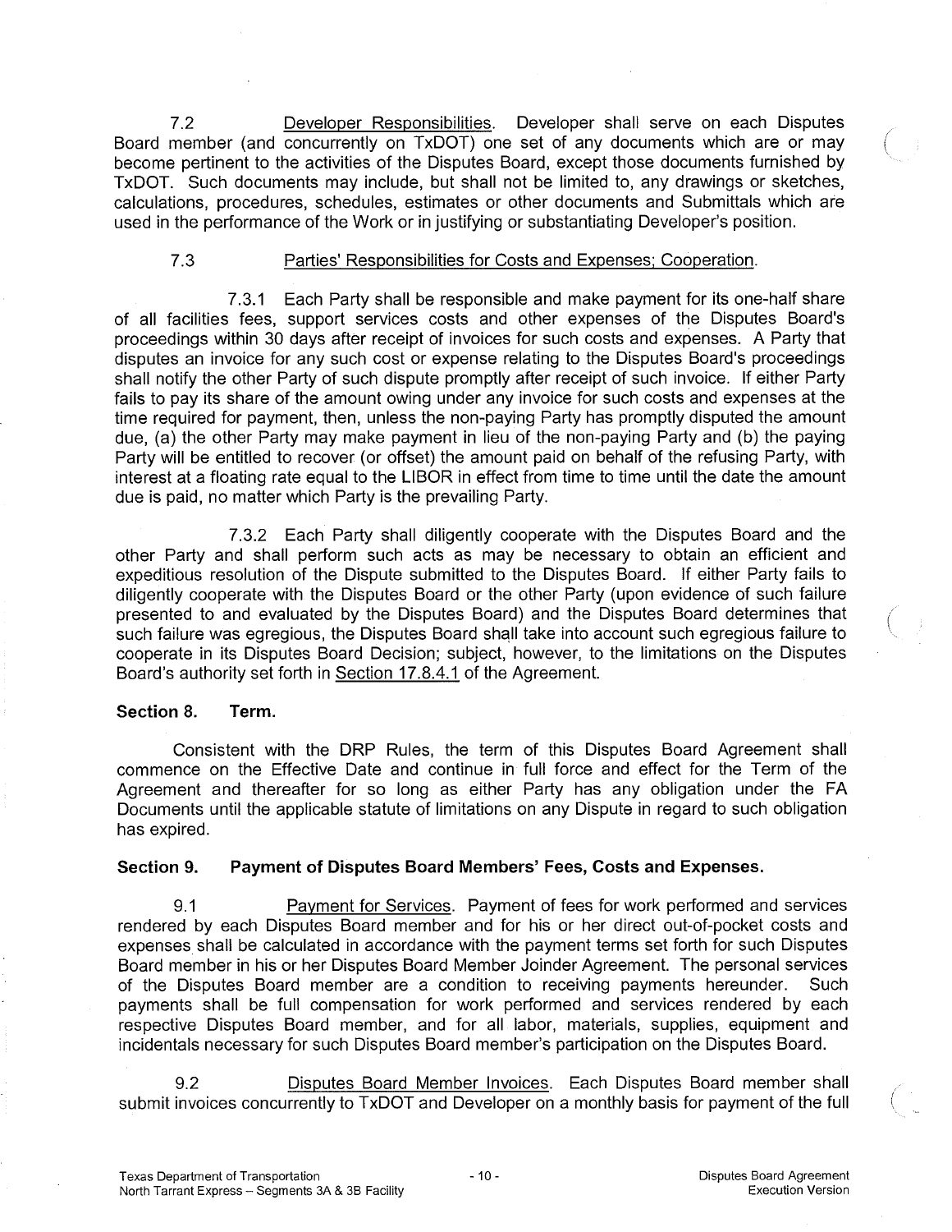7.2 Developer Responsibilities. Developer shall serve on each Disputes Board member (and concurrently on TxDOT) one set of any documents which are or may become pertinent to the activities of the Disputes Board, except those documents furnished by TxDOT. Such documents may include, but shall not be limited to, any drawings or sketches, calculations, procedures, schedules, estimates or other documents and Submittals which are used in the performance of the Work or in justifying or substantiating Developer's position.

7.3 Parties' Responsibilities for Costs and Expenses; Cooperation.

7.3.1 Each Party shall be responsible and make payment for its one-half share of all facilities fees, support services costs and other expenses of the Disputes Board's proceedings within 30 days after receipt of invoices for such costs and expenses. A Party that disputes an invoice for any such cost or expense relating to the Disputes Board's proceedings shall notify the other Party of such dispute promptly after receipt of such invoice. If either Party fails to pay its share of the amount owing under any invoice for such costs and expenses at the time required for payment, then, unless the non-paying Party has promptly disputed the amount due, (a) the other Party may make payment in lieu of the non-paying Party and (b) the paying Party will be entitled to recover (or offset) the amount paid on behalf of the refusing Party, with interest at a floating rate equal to the LIBOR in effect from time to time until the date the amount due is paid, no matter which Party is the prevailing Party.

7.3.2 Each Party shall diligently cooperate with the Disputes Board and the other Party and shall perform such acts as may be necessary to obtain an efficient and expeditious resolution of the Dispute submitted to the Disputes Board. If either Party fails to diligently cooperate with the Disputes Board or the other Party (upon evidence of such failure presented to and evaluated by the Disputes Board) and the Disputes Board determines that such failure was egregious, the Disputes Board shall take into account such egregious failure to cooperate in its Disputes Board Decision; subject, however, to the limitations on the Disputes Board's authority set forth in Section 17.8.4.1 of the Agreement.

**Section 8. Term.**

Consistent with the DRP Rules, the term of this Disputes Board Agreement shall commence on the Effective Date and continue in full force and effect for the Term of the Agreement and thereafter for so long as either Party has any obligation under the FA Documents until the applicable statute of limitations on any Dispute in regard to such obligation has expired.

**Section 9. Payment of Disputes Board Members' Fees, Costs and Expenses.**

9.1 Payment for Services. Payment of fees for work performed and services rendered by each Disputes Board member and for his or her direct out-of-pocket costs and expenses shall be calculated in accordance with the payment terms set forth for such Disputes Board member in his or her Disputes Board Member Joinder Agreement. The personal services of the Disputes Board member are a condition to receiving payments hereunder. Such payments shall be full compensation for work performed and services rendered by each respective Disputes Board member, and for all labor, materials, supplies, equipment and incidentals necessary for such Disputes Board member's participation on the Disputes Board.

9.2 Disputes Board Member Invoices. Each Disputes Board member shall submit invoices concurrently to TxDOT and Developer on a monthly basis for payment of the full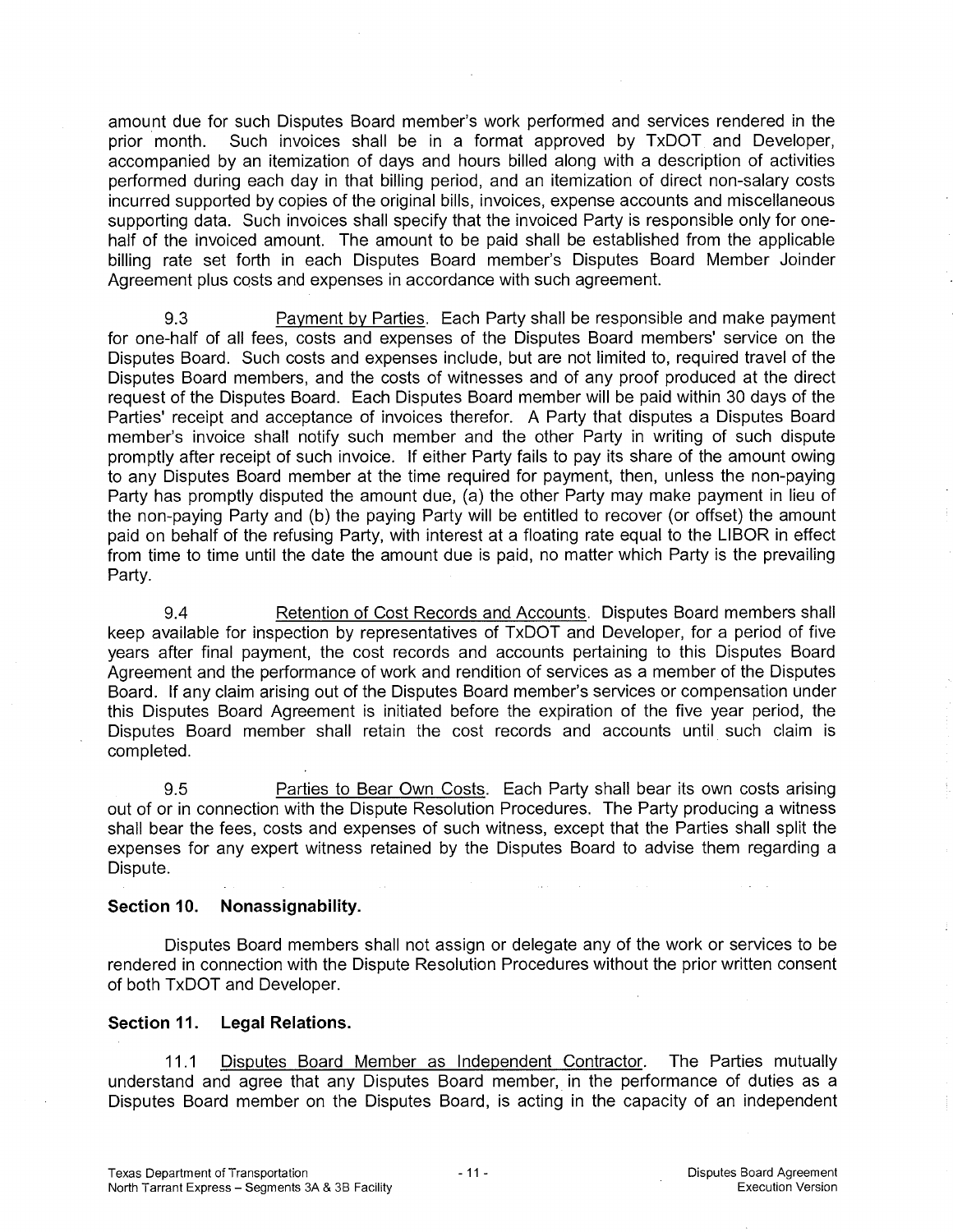amount due for such Disputes Board member's work performed and services rendered in the prior month. Such invoices shall be in a format approved by TxDOT and Developer, accompanied by an itemization of days and hours billed along with a description of activities performed during each day in that billing period, and an itemization of direct non-salary costs incurred supported by copies of the original bills, invoices, expense accounts and miscellaneous supporting data. Such invoices shall specify that the invoiced Party is responsible only for one-half of the invoiced amount. The amount to be paid shall be established from the applicable billing rate set forth in each Disputes Board member's Disputes Board Member Joinder Agreement plus costs and expenses in accordance with such agreement.

9.3 Payment by Parties. Each Party shall be responsible and make payment for one-half of all fees, costs and expenses of the Disputes Board members' service on the Disputes Board. Such costs and expenses include, but are not limited to, required travel of the Disputes Board members, and the costs of witnesses and of any proof produced at the direct request of the Disputes Board. Each Disputes Board member will be paid within 30 days of the Parties' receipt and acceptance of invoices therefor. A Party that disputes a Disputes Board member's invoice shall notify such member and the other Party in writing of such dispute promptly after receipt of such invoice. If either Party fails to pay its share of the amount owing to any Disputes Board member at the time required for payment, then, unless the non-paying Party has promptly disputed the amount due, (a) the other Party may make payment in lieu of the non-paying Party and (b) the paying Party will be entitled to recover (or offset) the amount paid on behalf of the refusing Party, with interest at a floating rate equal to the LIBOR in effect from time to time until the date the amount due is paid, no matter which Party is the prevailing Party.

9.4 Retention of Cost Records and Accounts. Disputes Board members shall keep available for inspection by representatives of TxDOT and Developer, for a period of five years after final payment, the cost records and accounts pertaining to this Disputes Board Agreement and the performance of work and rendition of services as a member of the Disputes Board. If any claim arising out of the Disputes Board member's services or compensation under this Disputes Board Agreement is initiated before the expiration of the five year period, the Disputes Board member shall retain the cost records and accounts until such claim is completed.

9.5 Parties to Bear Own Costs. Each Party shall bear its own costs arising out of or in connection with the Dispute Resolution Procedures. The Party producing a witness shall bear the fees, costs and expenses of such witness, except that the Parties shall split the expenses for any expert witness retained by the Disputes Board to advise them regarding a Dispute.

## Section 10. Nonassignability.

Disputes Board members shall not assign or delegate any of the work or services to be rendered in connection with the Dispute Resolution Procedures without the prior written consent of both TxDOT and Developer.

## Section 11. Legal Relations.

11.1 Disputes Board Member as Independent Contractor. The Parties mutually understand and agree that any Disputes Board member, in the performance of duties as a Disputes Board member on the Disputes Board, is acting in the capacity of an independent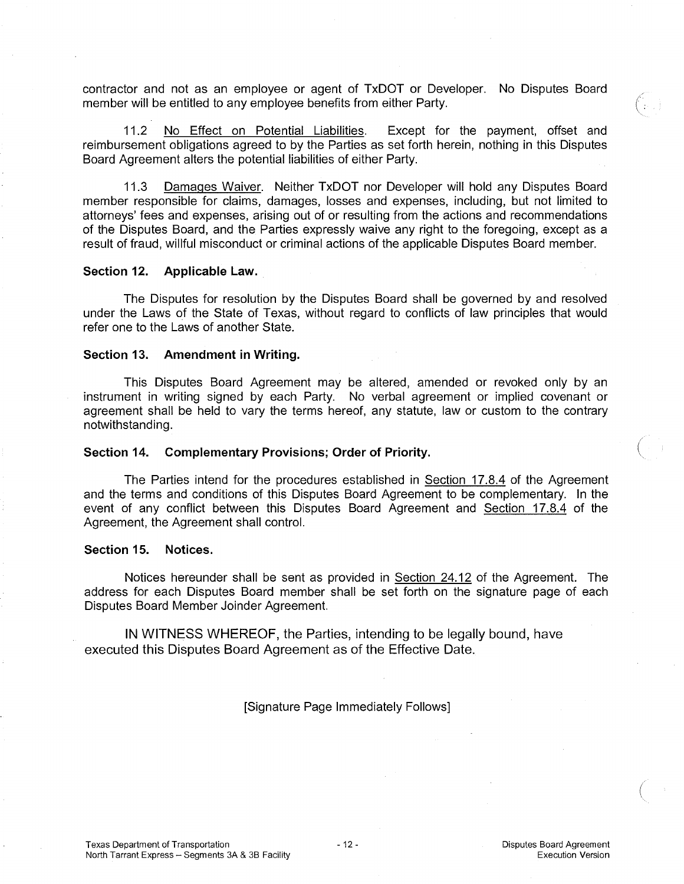contractor and not as an employee or agent of TxDOT or Developer. No Disputes Board member will be entitled to any employee benefits from either Party.

11.2 No Effect on Potential Liabilities. Except for the payment, offset and reimbursement obligations agreed to by the Parties as set forth herein, nothing in this Disputes Board Agreement alters the potential liabilities of either Party.

11.3 Damages Waiver. Neither TxDOT nor Developer will hold any Disputes Board member responsible for claims, damages, losses and expenses, including, but not limited to attorneys' fees and expenses, arising out of or resulting from the actions and recommendations of the Disputes Board, and the Parties expressly waive any right to the foregoing, except as a result of fraud, willful misconduct or criminal actions of the applicable Disputes Board member.

**Section 12. Applicable Law.**

The Disputes for resolution by the Disputes Board shall be governed by and resolved under the Laws of the State of Texas, without regard to conflicts of law principles that would refer one to the Laws of another State.

**Section 13. Amendment in Writing.**

This Disputes Board Agreement may be altered, amended or revoked only by an instrument in writing signed by each Party. No verbal agreement or implied covenant or agreement shall be held to vary the terms hereof, any statute, law or custom to the contrary notwithstanding.

**Section 14. Complementary Provisions; Order of Priority.**

The Parties intend for the procedures established in Section 17.8.4 of the Agreement and the terms and conditions of this Disputes Board Agreement to be complementary. In the event of any conflict between this Disputes Board Agreement and Section 17.8.4 of the Agreement, the Agreement shall control.

**Section 15. Notices.**

Notices hereunder shall be sent as provided in Section 24.12 of the Agreement. The address for each Disputes Board member shall be set forth on the signature page of each Disputes Board Member Joinder Agreement.

IN WITNESS WHEREOF, the Parties, intending to be legally bound, have executed this Disputes Board Agreement as of the Effective Date.

[Signature Page Immediately Follows]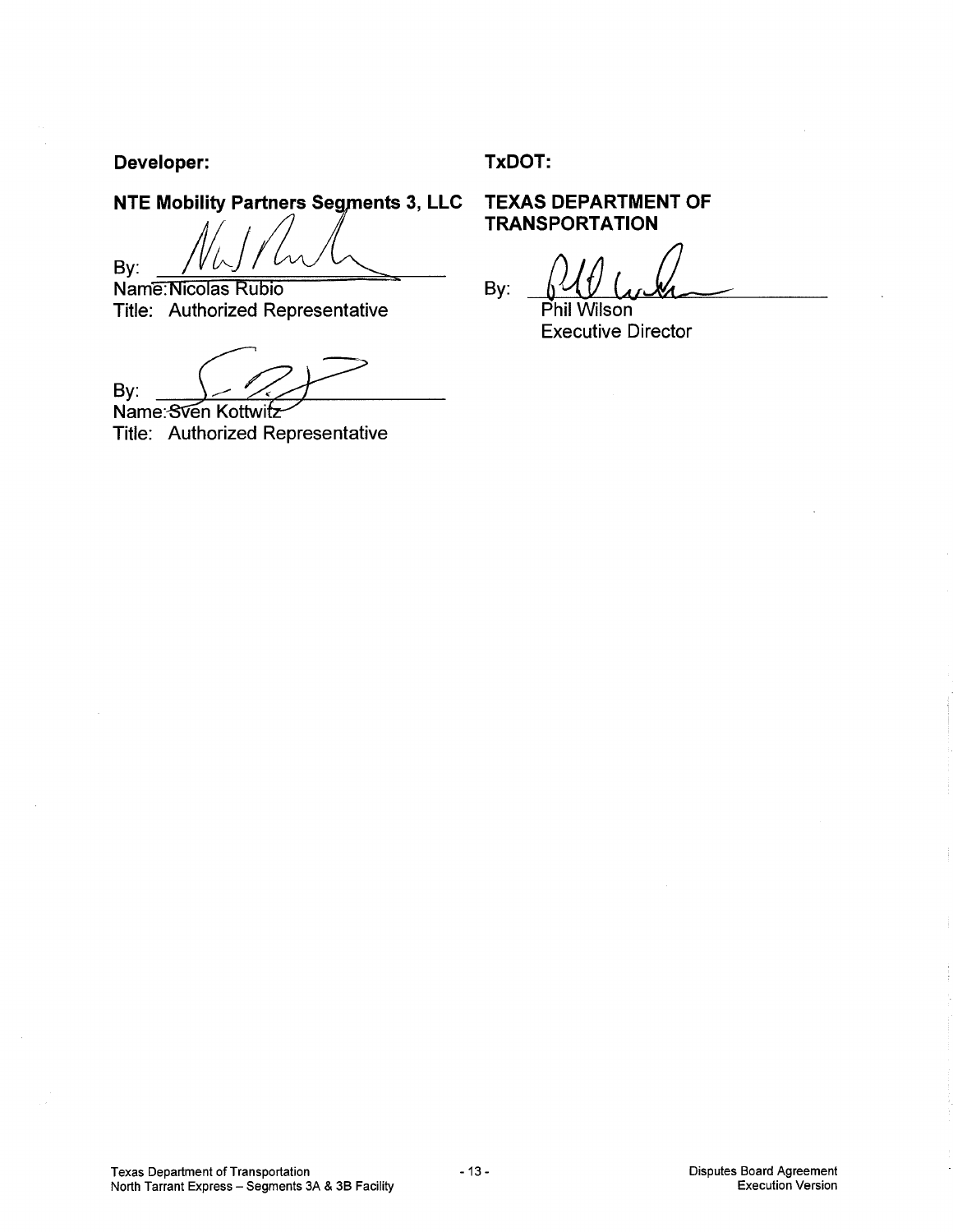**Developer:**

**NTE Mobility Partners Segments 3, LLC**

By: ______________________
Name: Nicolas Rubio
Title: Authorized Representative

By: ______________________
Name: Sven Kottwitz
Title: Authorized Representative

**TxDOT:**

**TEXAS DEPARTMENT OF TRANSPORTATION**

By: ______________________
Phil Wilson
Executive Director